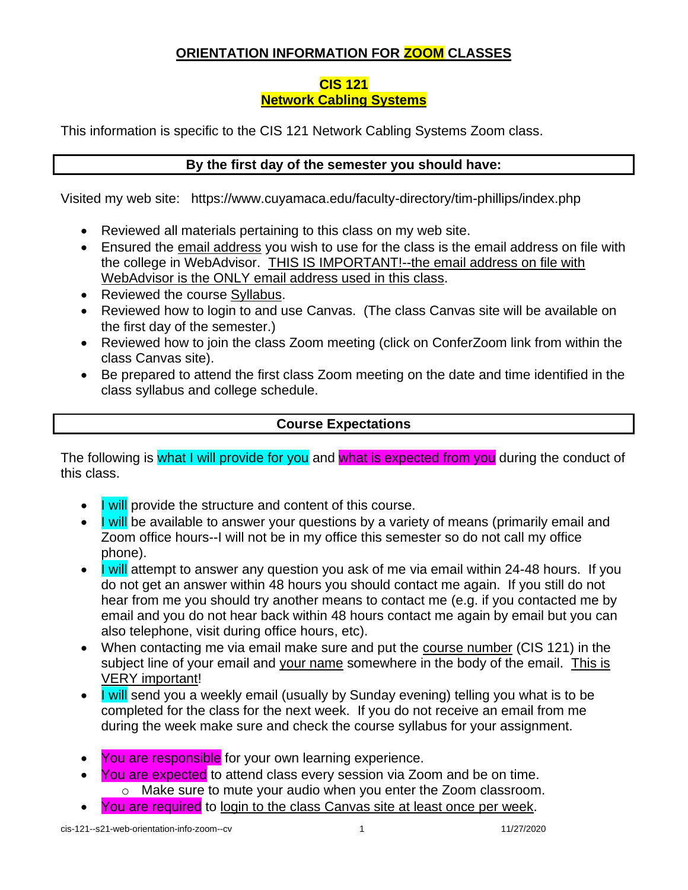# ORIENTATION INFORMATION FOR ZOOM CLASSES

## CIS 121
## Network Cabling Systems

This information is specific to the CIS 121 Network Cabling Systems Zoom class.

### By the first day of the semester you should have:

Visited my web site: https://www.cuyamaca.edu/faculty-directory/tim-phillips/index.php

- Reviewed all materials pertaining to this class on my web site.
- Ensured the email address you wish to use for the class is the email address on file with the college in WebAdvisor. THIS IS IMPORTANT!--the email address on file with WebAdvisor is the ONLY email address used in this class.
- Reviewed the course Syllabus.
- Reviewed how to login to and use Canvas. (The class Canvas site will be available on the first day of the semester.)
- Reviewed how to join the class Zoom meeting (click on ConferZoom link from within the class Canvas site).
- Be prepared to attend the first class Zoom meeting on the date and time identified in the class syllabus and college schedule.

### Course Expectations

The following is what I will provide for you and what is expected from you during the conduct of this class.

- I will provide the structure and content of this course.
- I will be available to answer your questions by a variety of means (primarily email and Zoom office hours--I will not be in my office this semester so do not call my office phone).
- I will attempt to answer any question you ask of me via email within 24-48 hours. If you do not get an answer within 48 hours you should contact me again. If you still do not hear from me you should try another means to contact me (e.g. if you contacted me by email and you do not hear back within 48 hours contact me again by email but you can also telephone, visit during office hours, etc).
- When contacting me via email make sure and put the course number (CIS 121) in the subject line of your email and your name somewhere in the body of the email. This is VERY important!
- I will send you a weekly email (usually by Sunday evening) telling you what is to be completed for the class for the next week. If you do not receive an email from me during the week make sure and check the course syllabus for your assignment.

- You are responsible for your own learning experience.
- You are expected to attend class every session via Zoom and be on time.
  - Make sure to mute your audio when you enter the Zoom classroom.
- You are required to login to the class Canvas site at least once per week.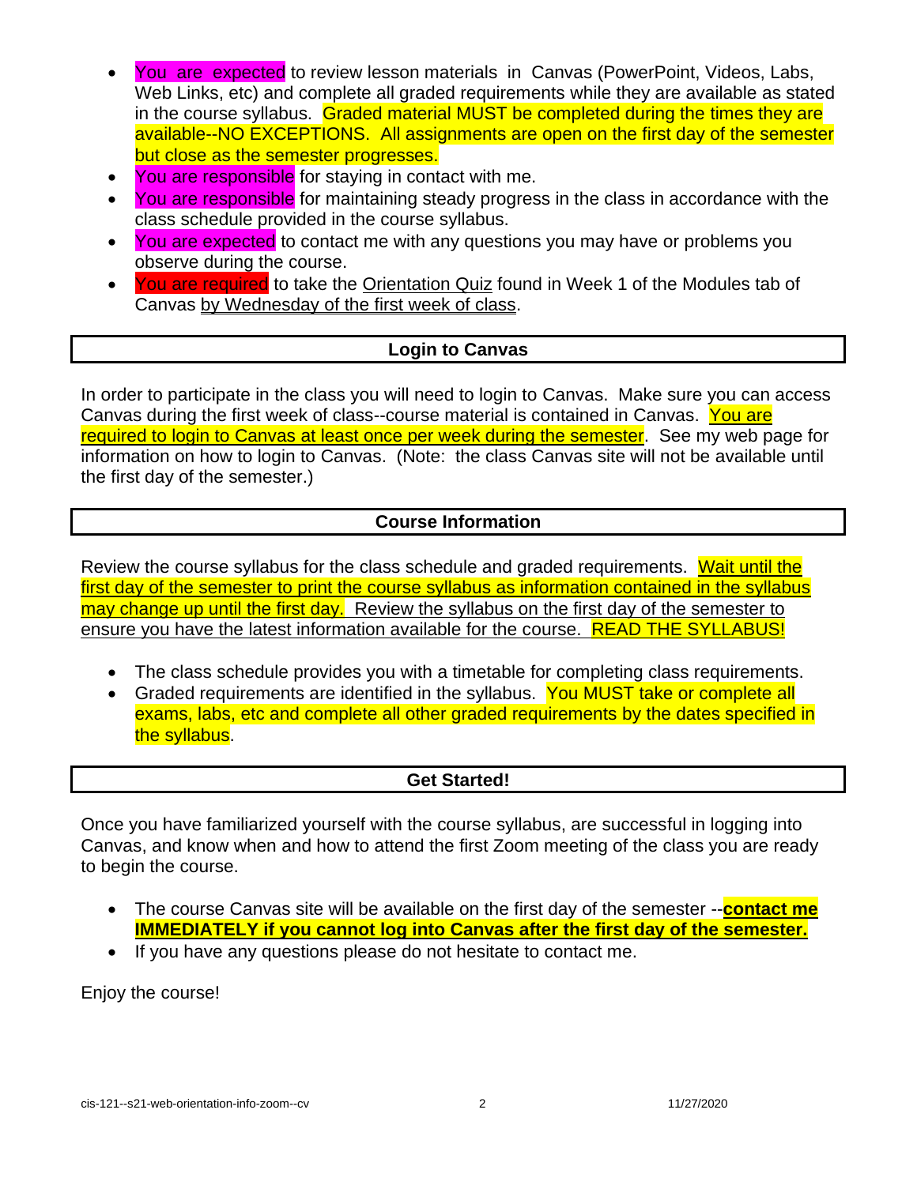- You are expected to review lesson materials in Canvas (PowerPoint, Videos, Labs, Web Links, etc) and complete all graded requirements while they are available as stated in the course syllabus. Graded material MUST be completed during the times they are available--NO EXCEPTIONS. All assignments are open on the first day of the semester but close as the semester progresses.
- You are responsible for staying in contact with me.
- You are responsible for maintaining steady progress in the class in accordance with the class schedule provided in the course syllabus.
- You are expected to contact me with any questions you may have or problems you observe during the course.
- You are required to take the Orientation Quiz found in Week 1 of the Modules tab of Canvas by Wednesday of the first week of class.

## Login to Canvas

In order to participate in the class you will need to login to Canvas. Make sure you can access Canvas during the first week of class--course material is contained in Canvas. You are required to login to Canvas at least once per week during the semester. See my web page for information on how to login to Canvas. (Note: the class Canvas site will not be available until the first day of the semester.)

## Course Information

Review the course syllabus for the class schedule and graded requirements. Wait until the first day of the semester to print the course syllabus as information contained in the syllabus may change up until the first day. Review the syllabus on the first day of the semester to ensure you have the latest information available for the course. READ THE SYLLABUS!

- The class schedule provides you with a timetable for completing class requirements.
- Graded requirements are identified in the syllabus. You MUST take or complete all exams, labs, etc and complete all other graded requirements by the dates specified in the syllabus.

## Get Started!

Once you have familiarized yourself with the course syllabus, are successful in logging into Canvas, and know when and how to attend the first Zoom meeting of the class you are ready to begin the course.

- The course Canvas site will be available on the first day of the semester --**contact me IMMEDIATELY if you cannot log into Canvas after the first day of the semester.**
- If you have any questions please do not hesitate to contact me.

Enjoy the course!